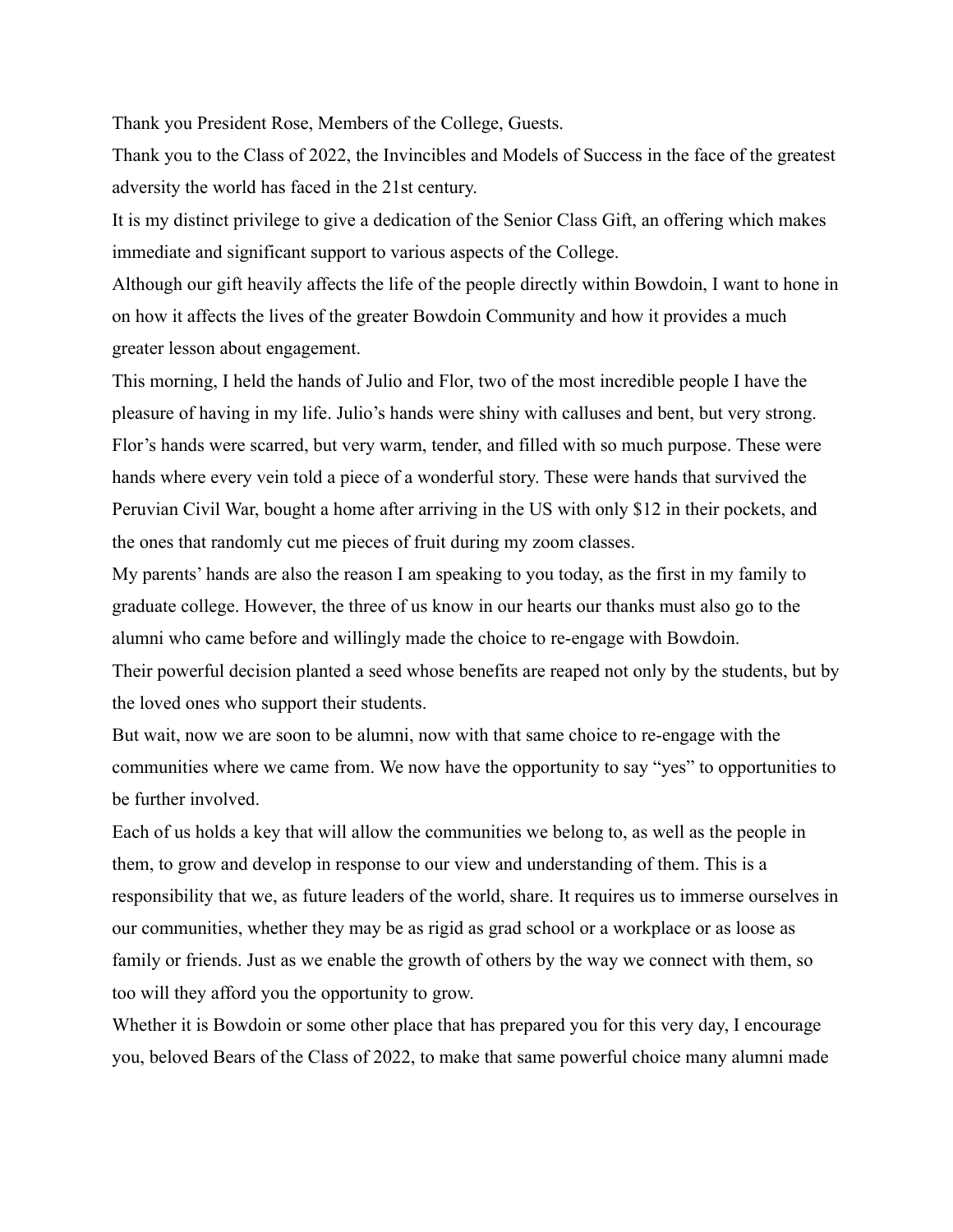Thank you President Rose, Members of the College, Guests.

Thank you to the Class of 2022, the Invincibles and Models of Success in the face of the greatest adversity the world has faced in the 21st century.

It is my distinct privilege to give a dedication of the Senior Class Gift, an offering which makes immediate and significant support to various aspects of the College.

Although our gift heavily affects the life of the people directly within Bowdoin, I want to hone in on how it affects the lives of the greater Bowdoin Community and how it provides a much greater lesson about engagement.

This morning, I held the hands of Julio and Flor, two of the most incredible people I have the pleasure of having in my life. Julio's hands were shiny with calluses and bent, but very strong. Flor's hands were scarred, but very warm, tender, and filled with so much purpose. These were hands where every vein told a piece of a wonderful story. These were hands that survived the Peruvian Civil War, bought a home after arriving in the US with only $12 in their pockets, and the ones that randomly cut me pieces of fruit during my zoom classes.

My parents' hands are also the reason I am speaking to you today, as the first in my family to graduate college. However, the three of us know in our hearts our thanks must also go to the alumni who came before and willingly made the choice to re-engage with Bowdoin.

Their powerful decision planted a seed whose benefits are reaped not only by the students, but by the loved ones who support their students.

But wait, now we are soon to be alumni, now with that same choice to re-engage with the communities where we came from. We now have the opportunity to say "yes" to opportunities to be further involved.

Each of us holds a key that will allow the communities we belong to, as well as the people in them, to grow and develop in response to our view and understanding of them. This is a responsibility that we, as future leaders of the world, share. It requires us to immerse ourselves in our communities, whether they may be as rigid as grad school or a workplace or as loose as family or friends. Just as we enable the growth of others by the way we connect with them, so too will they afford you the opportunity to grow.

Whether it is Bowdoin or some other place that has prepared you for this very day, I encourage you, beloved Bears of the Class of 2022, to make that same powerful choice many alumni made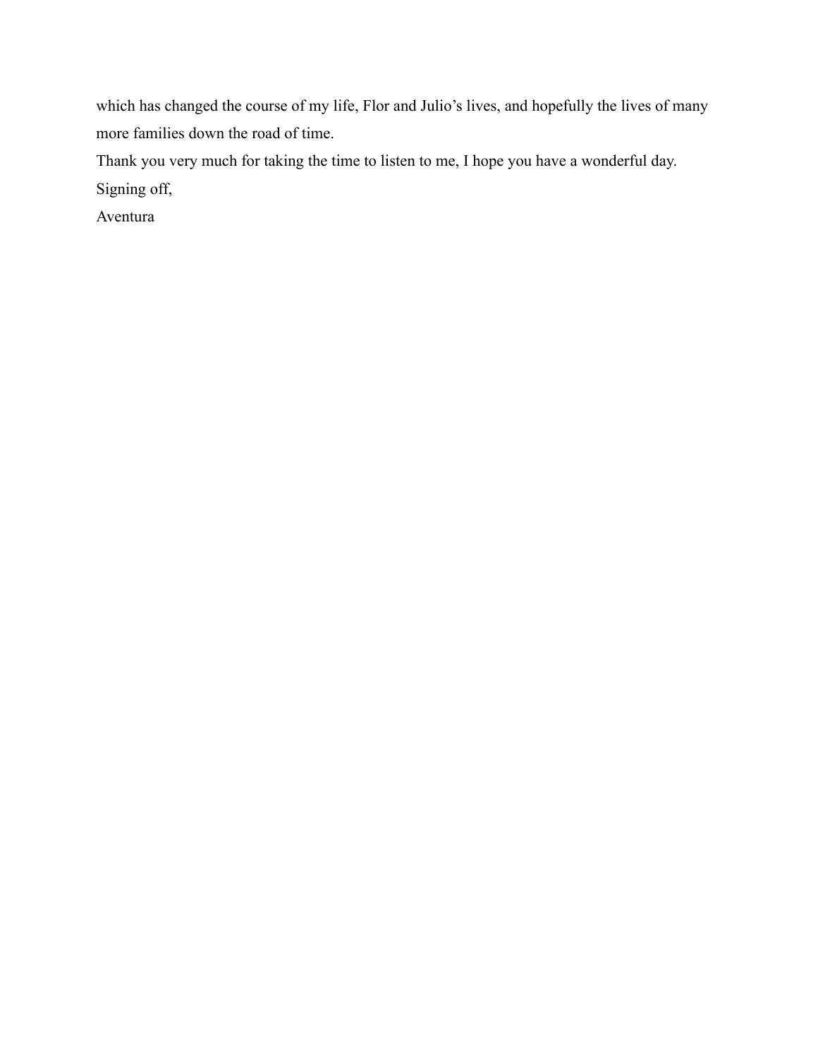which has changed the course of my life, Flor and Julio's lives, and hopefully the lives of many more families down the road of time.

Thank you very much for taking the time to listen to me, I hope you have a wonderful day.

Signing off,

Aventura